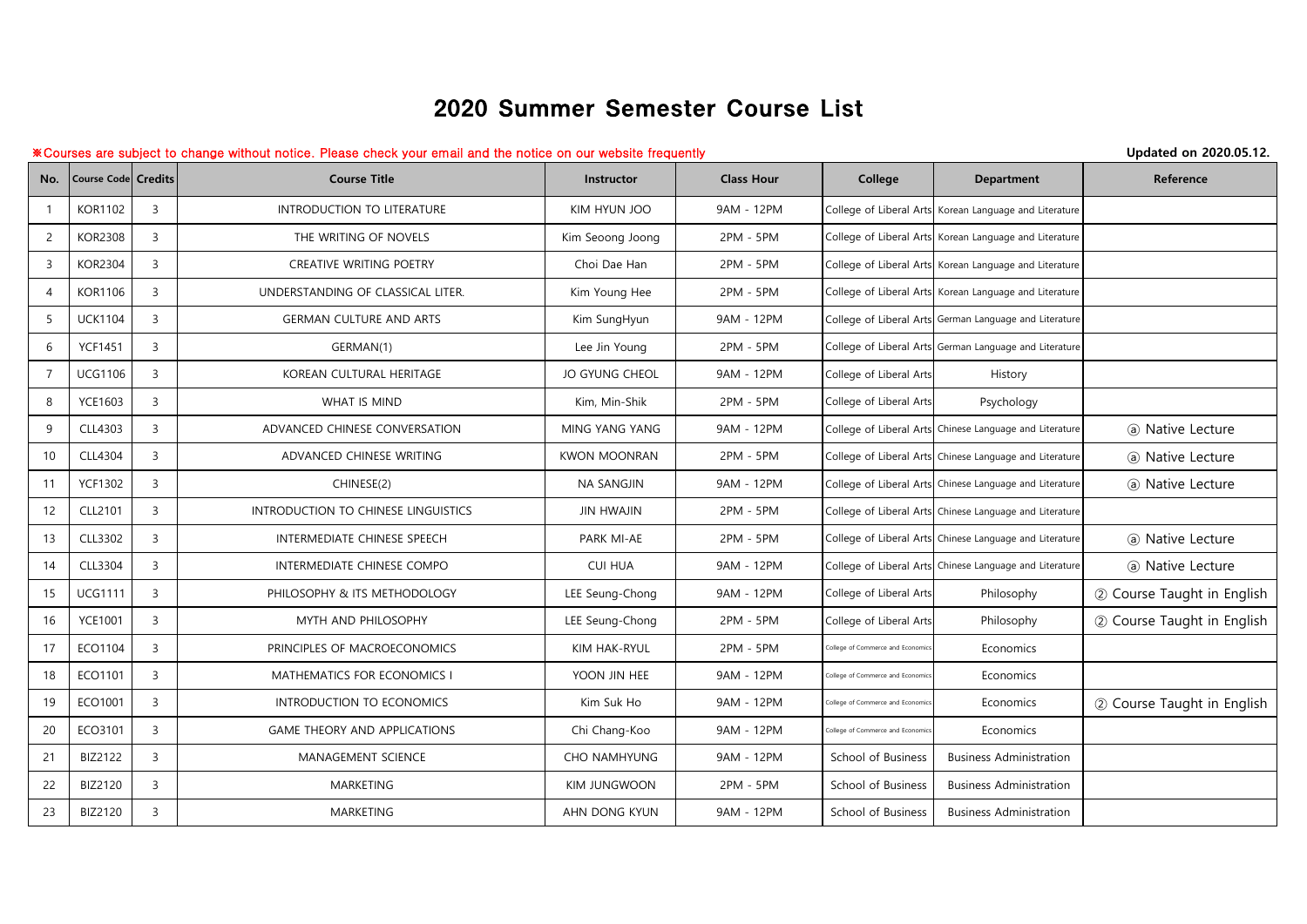# 2020 Summer Semester Course List

※Courses are subject to change without notice. Please check your email and the notice on our website frequently

**Updated on 2020.05.12.**

| No. | Course Code | Credits | Course Title | Instructor | Class Hour | College | Department | Reference |
|---|---|---|---|---|---|---|---|---|
| 1 | KOR1102 | 3 | INTRODUCTION TO LITERATURE | KIM HYUN JOO | 9AM - 12PM | College of Liberal Arts | Korean Language and Literature | |
| 2 | KOR2308 | 3 | THE WRITING OF NOVELS | Kim Seoong Joong | 2PM - 5PM | College of Liberal Arts | Korean Language and Literature | |
| 3 | KOR2304 | 3 | CREATIVE WRITING POETRY | Choi Dae Han | 2PM - 5PM | College of Liberal Arts | Korean Language and Literature | |
| 4 | KOR1106 | 3 | UNDERSTANDING OF CLASSICAL LITER. | Kim Young Hee | 2PM - 5PM | College of Liberal Arts | Korean Language and Literature | |
| 5 | UCK1104 | 3 | GERMAN CULTURE AND ARTS | Kim SungHyun | 9AM - 12PM | College of Liberal Arts | German Language and Literature | |
| 6 | YCF1451 | 3 | GERMAN(1) | Lee Jin Young | 2PM - 5PM | College of Liberal Arts | German Language and Literature | |
| 7 | UCG1106 | 3 | KOREAN CULTURAL HERITAGE | JO GYUNG CHEOL | 9AM - 12PM | College of Liberal Arts | History | |
| 8 | YCE1603 | 3 | WHAT IS MIND | Kim, Min-Shik | 2PM - 5PM | College of Liberal Arts | Psychology | |
| 9 | CLL4303 | 3 | ADVANCED CHINESE CONVERSATION | MING YANG YANG | 9AM - 12PM | College of Liberal Arts | Chinese Language and Literature | ⓐ Native Lecture |
| 10 | CLL4304 | 3 | ADVANCED CHINESE WRITING | KWON MOONRAN | 2PM - 5PM | College of Liberal Arts | Chinese Language and Literature | ⓐ Native Lecture |
| 11 | YCF1302 | 3 | CHINESE(2) | NA SANGJIN | 9AM - 12PM | College of Liberal Arts | Chinese Language and Literature | ⓐ Native Lecture |
| 12 | CLL2101 | 3 | INTRODUCTION TO CHINESE LINGUISTICS | JIN HWAJIN | 2PM - 5PM | College of Liberal Arts | Chinese Language and Literature | |
| 13 | CLL3302 | 3 | INTERMEDIATE CHINESE SPEECH | PARK MI-AE | 2PM - 5PM | College of Liberal Arts | Chinese Language and Literature | ⓐ Native Lecture |
| 14 | CLL3304 | 3 | INTERMEDIATE CHINESE COMPO | CUI HUA | 9AM - 12PM | College of Liberal Arts | Chinese Language and Literature | ⓐ Native Lecture |
| 15 | UCG1111 | 3 | PHILOSOPHY & ITS METHODOLOGY | LEE Seung-Chong | 9AM - 12PM | College of Liberal Arts | Philosophy | ② Course Taught in English |
| 16 | YCE1001 | 3 | MYTH AND PHILOSOPHY | LEE Seung-Chong | 2PM - 5PM | College of Liberal Arts | Philosophy | ② Course Taught in English |
| 17 | ECO1104 | 3 | PRINCIPLES OF MACROECONOMICS | KIM HAK-RYUL | 2PM - 5PM | College of Commerce and Economics | Economics | |
| 18 | ECO1101 | 3 | MATHEMATICS FOR ECONOMICS I | YOON JIN HEE | 9AM - 12PM | College of Commerce and Economics | Economics | |
| 19 | ECO1001 | 3 | INTRODUCTION TO ECONOMICS | Kim Suk Ho | 9AM - 12PM | College of Commerce and Economics | Economics | ② Course Taught in English |
| 20 | ECO3101 | 3 | GAME THEORY AND APPLICATIONS | Chi Chang-Koo | 9AM - 12PM | College of Commerce and Economics | Economics | |
| 21 | BIZ2122 | 3 | MANAGEMENT SCIENCE | CHO NAMHYUNG | 9AM - 12PM | School of Business | Business Administration | |
| 22 | BIZ2120 | 3 | MARKETING | KIM JUNGWOON | 2PM - 5PM | School of Business | Business Administration | |
| 23 | BIZ2120 | 3 | MARKETING | AHN DONG KYUN | 9AM - 12PM | School of Business | Business Administration | |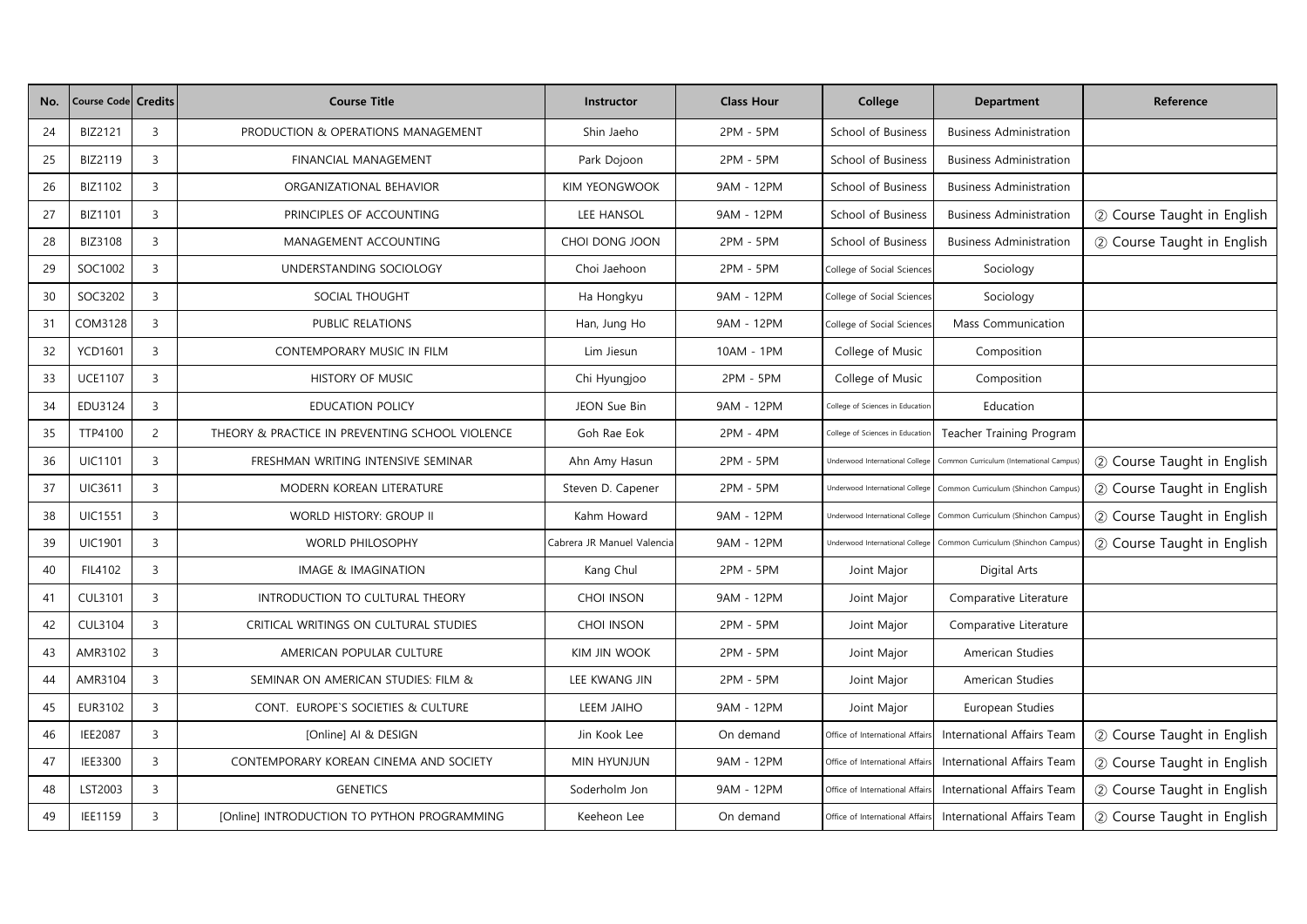| No. | Course Code | Credits | Course Title | Instructor | Class Hour | College | Department | Reference |
|---|---|---|---|---|---|---|---|---|
| 24 | BIZ2121 | 3 | PRODUCTION & OPERATIONS MANAGEMENT | Shin Jaeho | 2PM - 5PM | School of Business | Business Administration | |
| 25 | BIZ2119 | 3 | FINANCIAL MANAGEMENT | Park Dojoon | 2PM - 5PM | School of Business | Business Administration | |
| 26 | BIZ1102 | 3 | ORGANIZATIONAL BEHAVIOR | KIM YEONGWOOK | 9AM - 12PM | School of Business | Business Administration | |
| 27 | BIZ1101 | 3 | PRINCIPLES OF ACCOUNTING | LEE HANSOL | 9AM - 12PM | School of Business | Business Administration | ② Course Taught in English |
| 28 | BIZ3108 | 3 | MANAGEMENT ACCOUNTING | CHOI DONG JOON | 2PM - 5PM | School of Business | Business Administration | ② Course Taught in English |
| 29 | SOC1002 | 3 | UNDERSTANDING SOCIOLOGY | Choi Jaehoon | 2PM - 5PM | College of Social Sciences | Sociology | |
| 30 | SOC3202 | 3 | SOCIAL THOUGHT | Ha Hongkyu | 9AM - 12PM | College of Social Sciences | Sociology | |
| 31 | COM3128 | 3 | PUBLIC RELATIONS | Han, Jung Ho | 9AM - 12PM | College of Social Sciences | Mass Communication | |
| 32 | YCD1601 | 3 | CONTEMPORARY MUSIC IN FILM | Lim Jiesun | 10AM - 1PM | College of Music | Composition | |
| 33 | UCE1107 | 3 | HISTORY OF MUSIC | Chi Hyungjoo | 2PM - 5PM | College of Music | Composition | |
| 34 | EDU3124 | 3 | EDUCATION POLICY | JEON Sue Bin | 9AM - 12PM | College of Sciences in Education | Education | |
| 35 | TTP4100 | 2 | THEORY & PRACTICE IN PREVENTING SCHOOL VIOLENCE | Goh Rae Eok | 2PM - 4PM | College of Sciences in Education | Teacher Training Program | |
| 36 | UIC1101 | 3 | FRESHMAN WRITING INTENSIVE SEMINAR | Ahn Amy Hasun | 2PM - 5PM | Underwood International College | Common Curriculum (International Campus) | ② Course Taught in English |
| 37 | UIC3611 | 3 | MODERN KOREAN LITERATURE | Steven D. Capener | 2PM - 5PM | Underwood International College | Common Curriculum (Shinchon Campus) | ② Course Taught in English |
| 38 | UIC1551 | 3 | WORLD HISTORY: GROUP II | Kahm Howard | 9AM - 12PM | Underwood International College | Common Curriculum (Shinchon Campus) | ② Course Taught in English |
| 39 | UIC1901 | 3 | WORLD PHILOSOPHY | Cabrera JR Manuel Valencia | 9AM - 12PM | Underwood International College | Common Curriculum (Shinchon Campus) | ② Course Taught in English |
| 40 | FIL4102 | 3 | IMAGE & IMAGINATION | Kang Chul | 2PM - 5PM | Joint Major | Digital Arts | |
| 41 | CUL3101 | 3 | INTRODUCTION TO CULTURAL THEORY | CHOI INSON | 9AM - 12PM | Joint Major | Comparative Literature | |
| 42 | CUL3104 | 3 | CRITICAL WRITINGS ON CULTURAL STUDIES | CHOI INSON | 2PM - 5PM | Joint Major | Comparative Literature | |
| 43 | AMR3102 | 3 | AMERICAN POPULAR CULTURE | KIM JIN WOOK | 2PM - 5PM | Joint Major | American Studies | |
| 44 | AMR3104 | 3 | SEMINAR ON AMERICAN STUDIES: FILM & | LEE KWANG JIN | 2PM - 5PM | Joint Major | American Studies | |
| 45 | EUR3102 | 3 | CONT. EUROPE`S SOCIETIES & CULTURE | LEEM JAIHO | 9AM - 12PM | Joint Major | European Studies | |
| 46 | IEE2087 | 3 | [Online] AI & DESIGN | Jin Kook Lee | On demand | Office of International Affairs | International Affairs Team | ② Course Taught in English |
| 47 | IEE3300 | 3 | CONTEMPORARY KOREAN CINEMA AND SOCIETY | MIN HYUNJUN | 9AM - 12PM | Office of International Affairs | International Affairs Team | ② Course Taught in English |
| 48 | LST2003 | 3 | GENETICS | Soderholm Jon | 9AM - 12PM | Office of International Affairs | International Affairs Team | ② Course Taught in English |
| 49 | IEE1159 | 3 | [Online] INTRODUCTION TO PYTHON PROGRAMMING | Keeheon Lee | On demand | Office of International Affairs | International Affairs Team | ② Course Taught in English |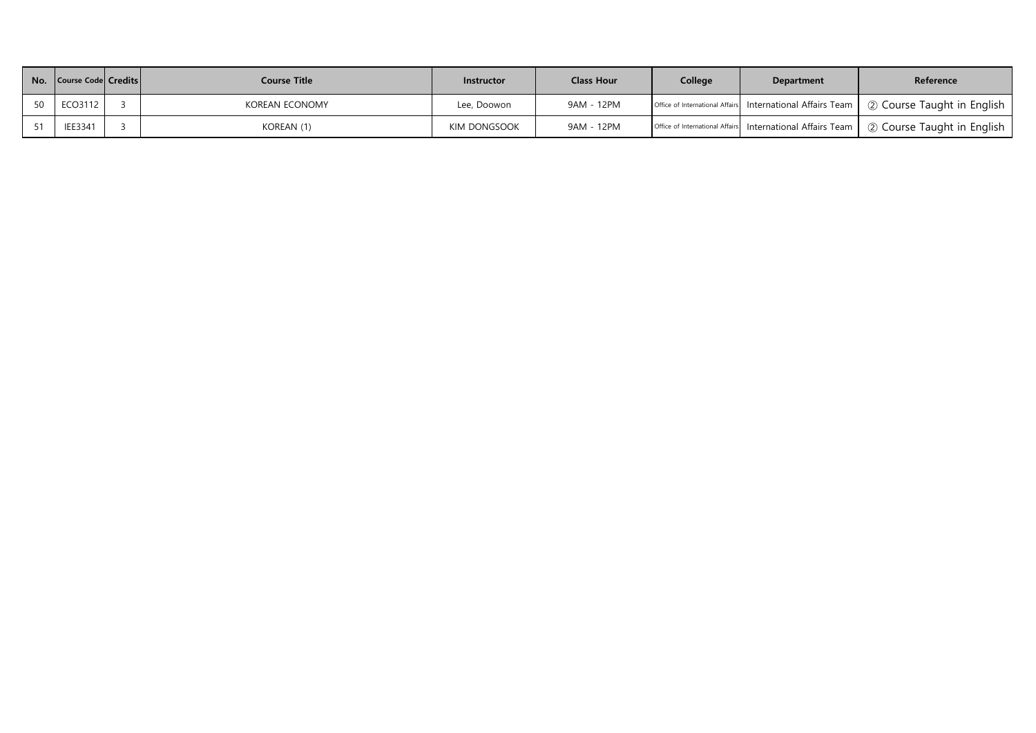| No. | Course Code | Credits | Course Title | Instructor | Class Hour | College | Department | Reference |
|---|---|---|---|---|---|---|---|---|
| 50 | ECO3112 | 3 | KOREAN ECONOMY | Lee, Doowon | 9AM - 12PM | Office of International Affairs | International Affairs Team | ② Course Taught in English |
| 51 | IEE3341 | 3 | KOREAN (1) | KIM DONGSOOK | 9AM - 12PM | Office of International Affairs | International Affairs Team | ② Course Taught in English |